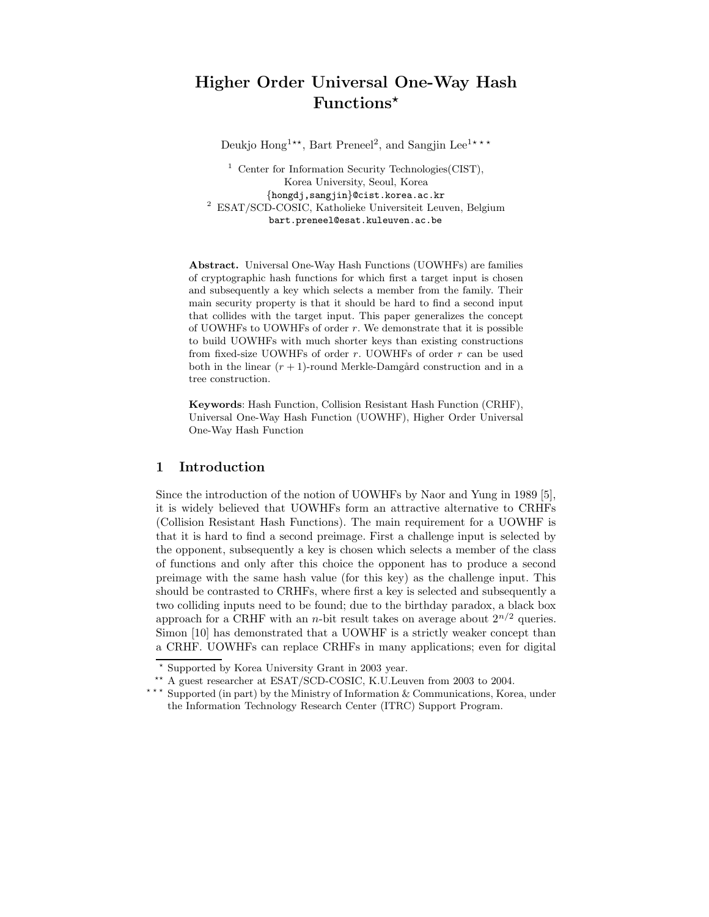# Higher Order Universal One-Way Hash Functions*

Deukjo Hong[1]**, Bart Preneel[2], and Sangjin Lee[1]***

[1] Center for Information Security Technologies(CIST), Korea University, Seoul, Korea
{hongdj,sangjin}@cist.korea.ac.kr

[2] ESAT/SCD-COSIC, Katholieke Universiteit Leuven, Belgium
bart.preneel@esat.kuleuven.ac.be

**Abstract.** Universal One-Way Hash Functions (UOWHFs) are families of cryptographic hash functions for which first a target input is chosen and subsequently a key which selects a member from the family. Their main security property is that it should be hard to find a second input that collides with the target input. This paper generalizes the concept of UOWHFs to UOWHFs of order $r$. We demonstrate that it is possible to build UOWHFs with much shorter keys than existing constructions from fixed-size UOWHFs of order $r$. UOWHFs of order $r$ can be used both in the linear $(r+1)$-round Merkle-Damgård construction and in a tree construction.

**Keywords**: Hash Function, Collision Resistant Hash Function (CRHF), Universal One-Way Hash Function (UOWHF), Higher Order Universal One-Way Hash Function

## 1 Introduction

Since the introduction of the notion of UOWHFs by Naor and Yung in 1989 [5], it is widely believed that UOWHFs form an attractive alternative to CRHFs (Collision Resistant Hash Functions). The main requirement for a UOWHF is that it is hard to find a second preimage. First a challenge input is selected by the opponent, subsequently a key is chosen which selects a member of the class of functions and only after this choice the opponent has to produce a second preimage with the same hash value (for this key) as the challenge input. This should be contrasted to CRHFs, where first a key is selected and subsequently a two colliding inputs need to be found; due to the birthday paradox, a black box approach for a CRHF with an $n$-bit result takes on average about $2^{n/2}$ queries. Simon [10] has demonstrated that a UOWHF is a strictly weaker concept than a CRHF. UOWHFs can replace CRHFs in many applications; even for digital

* Supported by Korea University Grant in 2003 year.

** A guest researcher at ESAT/SCD-COSIC, K.U.Leuven from 2003 to 2004.

*** Supported (in part) by the Ministry of Information & Communications, Korea, under the Information Technology Research Center (ITRC) Support Program.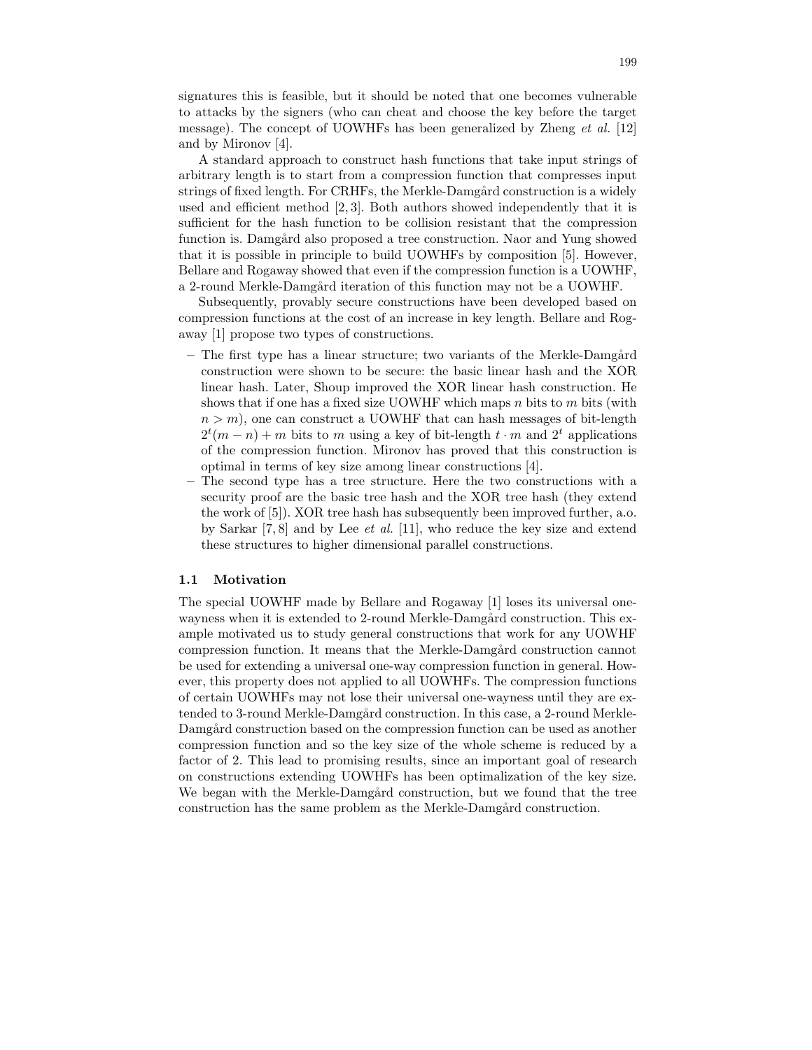signatures this is feasible, but it should be noted that one becomes vulnerable to attacks by the signers (who can cheat and choose the key before the target message). The concept of UOWHFs has been generalized by Zheng *et al.* [12] and by Mironov [4].

A standard approach to construct hash functions that take input strings of arbitrary length is to start from a compression function that compresses input strings of fixed length. For CRHFs, the Merkle-Damgård construction is a widely used and efficient method [2, 3]. Both authors showed independently that it is sufficient for the hash function to be collision resistant that the compression function is. Damgård also proposed a tree construction. Naor and Yung showed that it is possible in principle to build UOWHFs by composition [5]. However, Bellare and Rogaway showed that even if the compression function is a UOWHF, a 2-round Merkle-Damgård iteration of this function may not be a UOWHF.

Subsequently, provably secure constructions have been developed based on compression functions at the cost of an increase in key length. Bellare and Rogaway [1] propose two types of constructions.

– The first type has a linear structure; two variants of the Merkle-Damgård construction were shown to be secure: the basic linear hash and the XOR linear hash. Later, Shoup improved the XOR linear hash construction. He shows that if one has a fixed size UOWHF which maps $n$ bits to $m$ bits (with $n > m$), one can construct a UOWHF that can hash messages of bit-length $2^t(m-n)+m$ bits to $m$ using a key of bit-length $t \cdot m$ and $2^t$ applications of the compression function. Mironov has proved that this construction is optimal in terms of key size among linear constructions [4].
– The second type has a tree structure. Here the two constructions with a security proof are the basic tree hash and the XOR tree hash (they extend the work of [5]). XOR tree hash has subsequently been improved further, a.o. by Sarkar [7, 8] and by Lee *et al.* [11], who reduce the key size and extend these structures to higher dimensional parallel constructions.

### 1.1 Motivation

The special UOWHF made by Bellare and Rogaway [1] loses its universal one-wayness when it is extended to 2-round Merkle-Damgård construction. This example motivated us to study general constructions that work for any UOWHF compression function. It means that the Merkle-Damgård construction cannot be used for extending a universal one-way compression function in general. However, this property does not applied to all UOWHFs. The compression functions of certain UOWHFs may not lose their universal one-wayness until they are extended to 3-round Merkle-Damgård construction. In this case, a 2-round Merkle-Damgård construction based on the compression function can be used as another compression function and so the key size of the whole scheme is reduced by a factor of 2. This lead to promising results, since an important goal of research on constructions extending UOWHFs has been optimalization of the key size. We began with the Merkle-Damgård construction, but we found that the tree construction has the same problem as the Merkle-Damgård construction.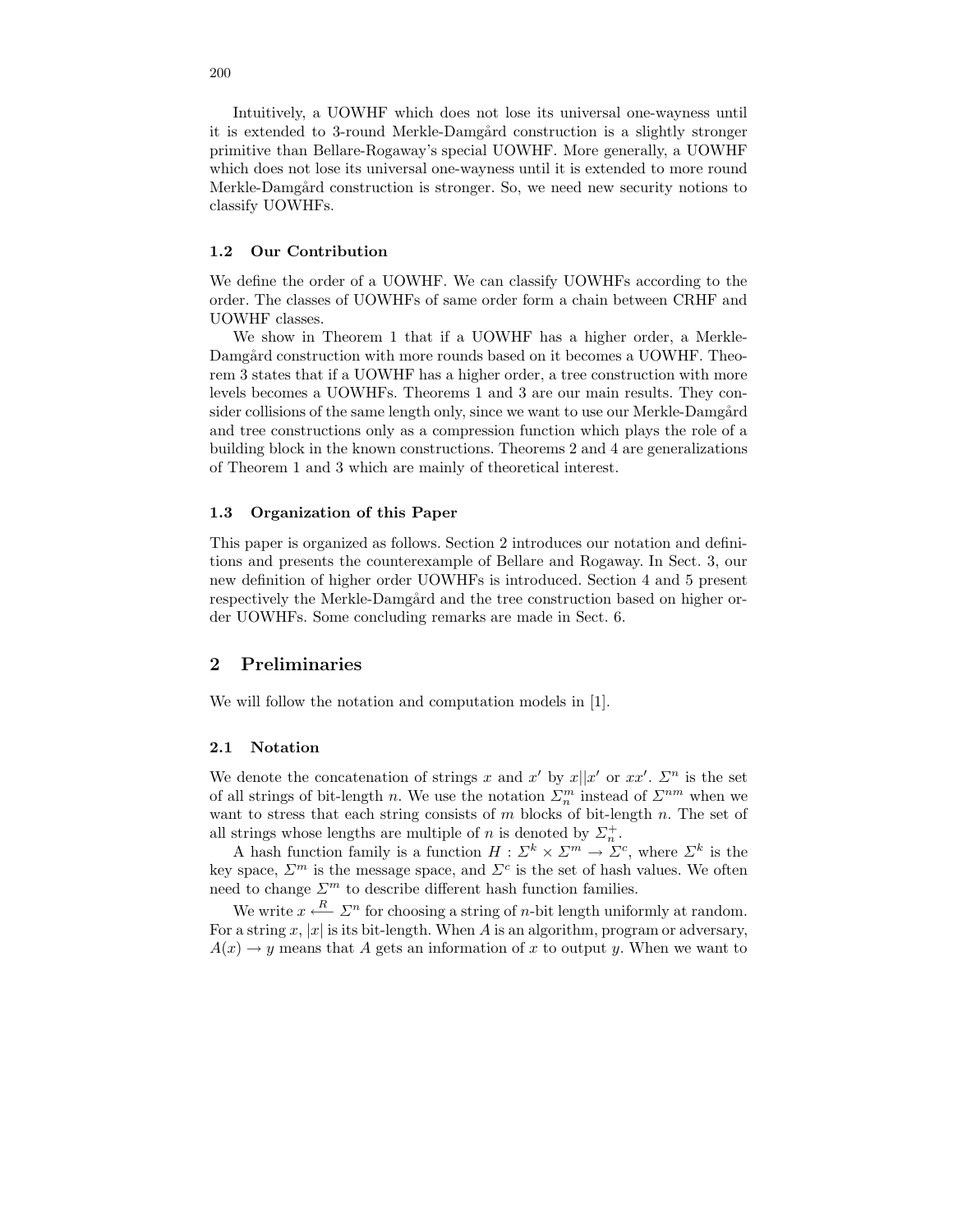Intuitively, a UOWHF which does not lose its universal one-wayness until it is extended to 3-round Merkle-Damgård construction is a slightly stronger primitive than Bellare-Rogaway's special UOWHF. More generally, a UOWHF which does not lose its universal one-wayness until it is extended to more round Merkle-Damgård construction is stronger. So, we need new security notions to classify UOWHFs.

### 1.2 Our Contribution

We define the order of a UOWHF. We can classify UOWHFs according to the order. The classes of UOWHFs of same order form a chain between CRHF and UOWHF classes.

We show in Theorem 1 that if a UOWHF has a higher order, a Merkle-Damgård construction with more rounds based on it becomes a UOWHF. Theorem 3 states that if a UOWHF has a higher order, a tree construction with more levels becomes a UOWHFs. Theorems 1 and 3 are our main results. They consider collisions of the same length only, since we want to use our Merkle-Damgård and tree constructions only as a compression function which plays the role of a building block in the known constructions. Theorems 2 and 4 are generalizations of Theorem 1 and 3 which are mainly of theoretical interest.

### 1.3 Organization of this Paper

This paper is organized as follows. Section 2 introduces our notation and definitions and presents the counterexample of Bellare and Rogaway. In Sect. 3, our new definition of higher order UOWHFs is introduced. Section 4 and 5 present respectively the Merkle-Damgård and the tree construction based on higher order UOWHFs. Some concluding remarks are made in Sect. 6.

## 2 Preliminaries

We will follow the notation and computation models in [1].

### 2.1 Notation

We denote the concatenation of strings $x$ and $x'$ by $x||x'$ or $xx'$. $\Sigma^n$ is the set of all strings of bit-length $n$. We use the notation $\Sigma_n^m$ instead of $\Sigma^{nm}$ when we want to stress that each string consists of $m$ blocks of bit-length $n$. The set of all strings whose lengths are multiple of $n$ is denoted by $\Sigma_n^+$.

A hash function family is a function $H : \Sigma^k \times \Sigma^m \to \Sigma^c$, where $\Sigma^k$ is the key space, $\Sigma^m$ is the message space, and $\Sigma^c$ is the set of hash values. We often need to change $\Sigma^m$ to describe different hash function families.

We write $x \overset{R}{\longleftarrow} \Sigma^n$ for choosing a string of $n$-bit length uniformly at random. For a string $x$, $|x|$ is its bit-length. When $A$ is an algorithm, program or adversary, $A(x) \to y$ means that $A$ gets an information of $x$ to output $y$. When we want to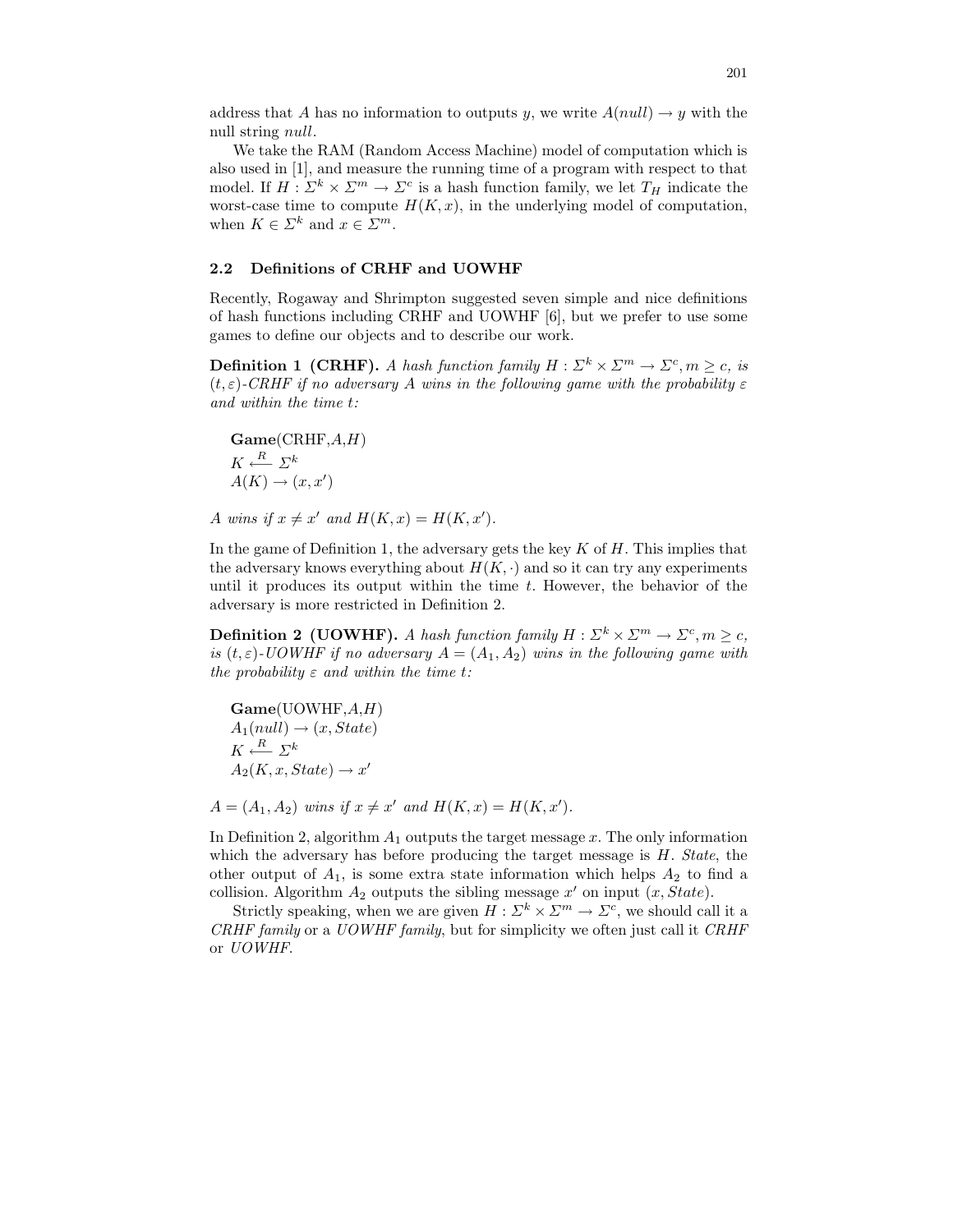address that $A$ has no information to outputs $y$, we write $A(null) \rightarrow y$ with the null string $null$.

We take the RAM (Random Access Machine) model of computation which is also used in [1], and measure the running time of a program with respect to that model. If $H : \Sigma^k \times \Sigma^m \rightarrow \Sigma^c$ is a hash function family, we let $T_H$ indicate the worst-case time to compute $H(K, x)$, in the underlying model of computation, when $K \in \Sigma^k$ and $x \in \Sigma^m$.

### 2.2 Definitions of CRHF and UOWHF

Recently, Rogaway and Shrimpton suggested seven simple and nice definitions of hash functions including CRHF and UOWHF [6], but we prefer to use some games to define our objects and to describe our work.

**Definition 1 (CRHF).** *A hash function family $H : \Sigma^k \times \Sigma^m \rightarrow \Sigma^c, m \geq c$, is $(t, \varepsilon)$-CRHF if no adversary $A$ wins in the following game with the probability $\varepsilon$ and within the time $t$:*

**Game**(CRHF,$A$,$H$)
$K \xleftarrow{R} \Sigma^k$
$A(K) \rightarrow (x, x')$

*$A$ wins if $x \neq x'$ and $H(K, x) = H(K, x')$.*

In the game of Definition 1, the adversary gets the key $K$ of $H$. This implies that the adversary knows everything about $H(K, \cdot)$ and so it can try any experiments until it produces its output within the time $t$. However, the behavior of the adversary is more restricted in Definition 2.

**Definition 2 (UOWHF).** *A hash function family $H : \Sigma^k \times \Sigma^m \rightarrow \Sigma^c, m \geq c$, is $(t, \varepsilon)$-UOWHF if no adversary $A = (A_1, A_2)$ wins in the following game with the probability $\varepsilon$ and within the time $t$:*

**Game**(UOWHF,$A$,$H$)
$A_1(null) \rightarrow (x, State)$
$K \xleftarrow{R} \Sigma^k$
$A_2(K, x, State) \rightarrow x'$

*$A = (A_1, A_2)$ wins if $x \neq x'$ and $H(K, x) = H(K, x')$.*

In Definition 2, algorithm $A_1$ outputs the target message $x$. The only information which the adversary has before producing the target message is $H$. $State$, the other output of $A_1$, is some extra state information which helps $A_2$ to find a collision. Algorithm $A_2$ outputs the sibling message $x'$ on input $(x, State)$.

Strictly speaking, when we are given $H : \Sigma^k \times \Sigma^m \rightarrow \Sigma^c$, we should call it a *CRHF family* or a *UOWHF family*, but for simplicity we often just call it *CRHF* or *UOWHF*.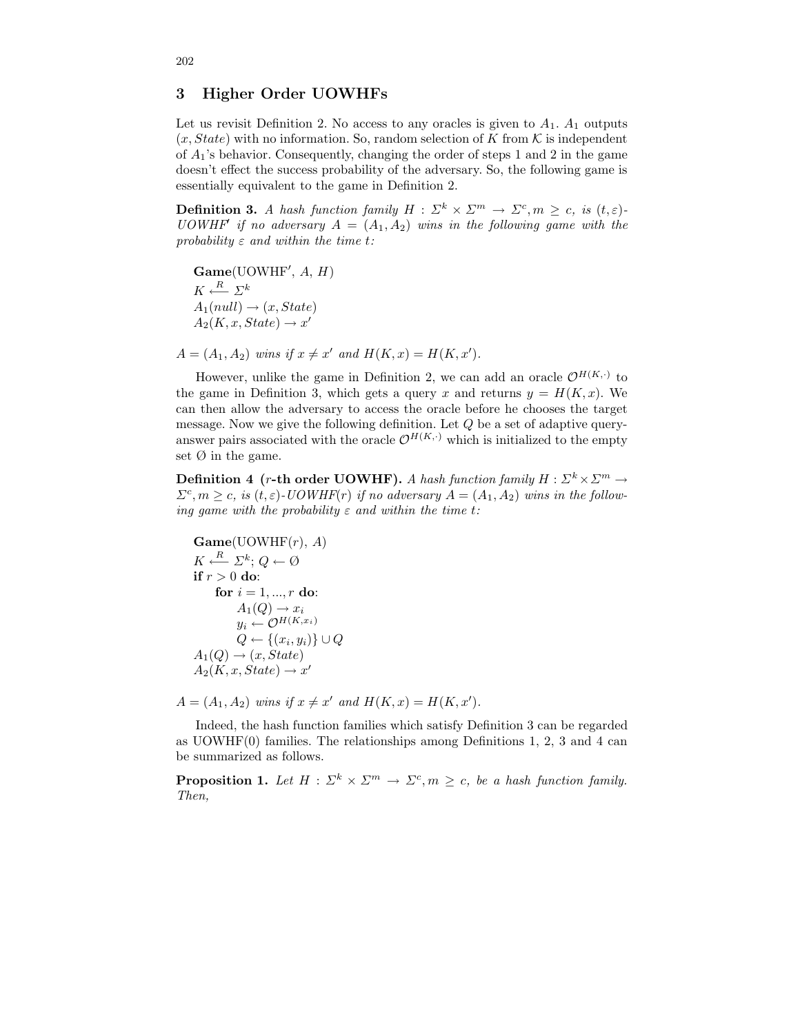## 3 Higher Order UOWHFs

Let us revisit Definition 2. No access to any oracles is given to $A_1$. $A_1$ outputs $(x, State)$ with no information. So, random selection of $K$ from $\mathcal{K}$ is independent of $A_1$'s behavior. Consequently, changing the order of steps 1 and 2 in the game doesn't effect the success probability of the adversary. So, the following game is essentially equivalent to the game in Definition 2.

**Definition 3.** *A hash function family $H : \Sigma^k \times \Sigma^m \rightarrow \Sigma^c, m \geq c$, is $(t, \varepsilon)$-UOWHF′ if no adversary $A = (A_1, A_2)$ wins in the following game with the probability $\varepsilon$ and within the time $t$:*

**Game**(UOWHF′, $A$, $H$)
$K \xleftarrow{R} \Sigma^k$
$A_1(null) \rightarrow (x, State)$
$A_2(K, x, State) \rightarrow x'$

*$A = (A_1, A_2)$ wins if $x \neq x'$ and $H(K, x) = H(K, x')$.*

However, unlike the game in Definition 2, we can add an oracle $\mathcal{O}^{H(K,\cdot)}$ to the game in Definition 3, which gets a query $x$ and returns $y = H(K, x)$. We can then allow the adversary to access the oracle before he chooses the target message. Now we give the following definition. Let $Q$ be a set of adaptive query-answer pairs associated with the oracle $\mathcal{O}^{H(K,\cdot)}$ which is initialized to the empty set $\emptyset$ in the game.

**Definition 4 ($r$-th order UOWHF).** *A hash function family $H : \Sigma^k \times \Sigma^m \rightarrow \Sigma^c, m \geq c$, is $(t, \varepsilon)$-UOWHF($r$) if no adversary $A = (A_1, A_2)$ wins in the following game with the probability $\varepsilon$ and within the time $t$:*

**Game**(UOWHF($r$), $A$)
$K \xleftarrow{R} \Sigma^k$; $Q \leftarrow \emptyset$
**if** $r > 0$ **do**:
  **for** $i = 1, ..., r$ **do**:
    $A_1(Q) \rightarrow x_i$
    $y_i \leftarrow \mathcal{O}^{H(K, x_i)}$
    $Q \leftarrow \{(x_i, y_i)\} \cup Q$
$A_1(Q) \rightarrow (x, State)$
$A_2(K, x, State) \rightarrow x'$

*$A = (A_1, A_2)$ wins if $x \neq x'$ and $H(K, x) = H(K, x')$.*

Indeed, the hash function families which satisfy Definition 3 can be regarded as UOWHF(0) families. The relationships among Definitions 1, 2, 3 and 4 can be summarized as follows.

**Proposition 1.** *Let $H : \Sigma^k \times \Sigma^m \rightarrow \Sigma^c, m \geq c$, be a hash function family. Then,*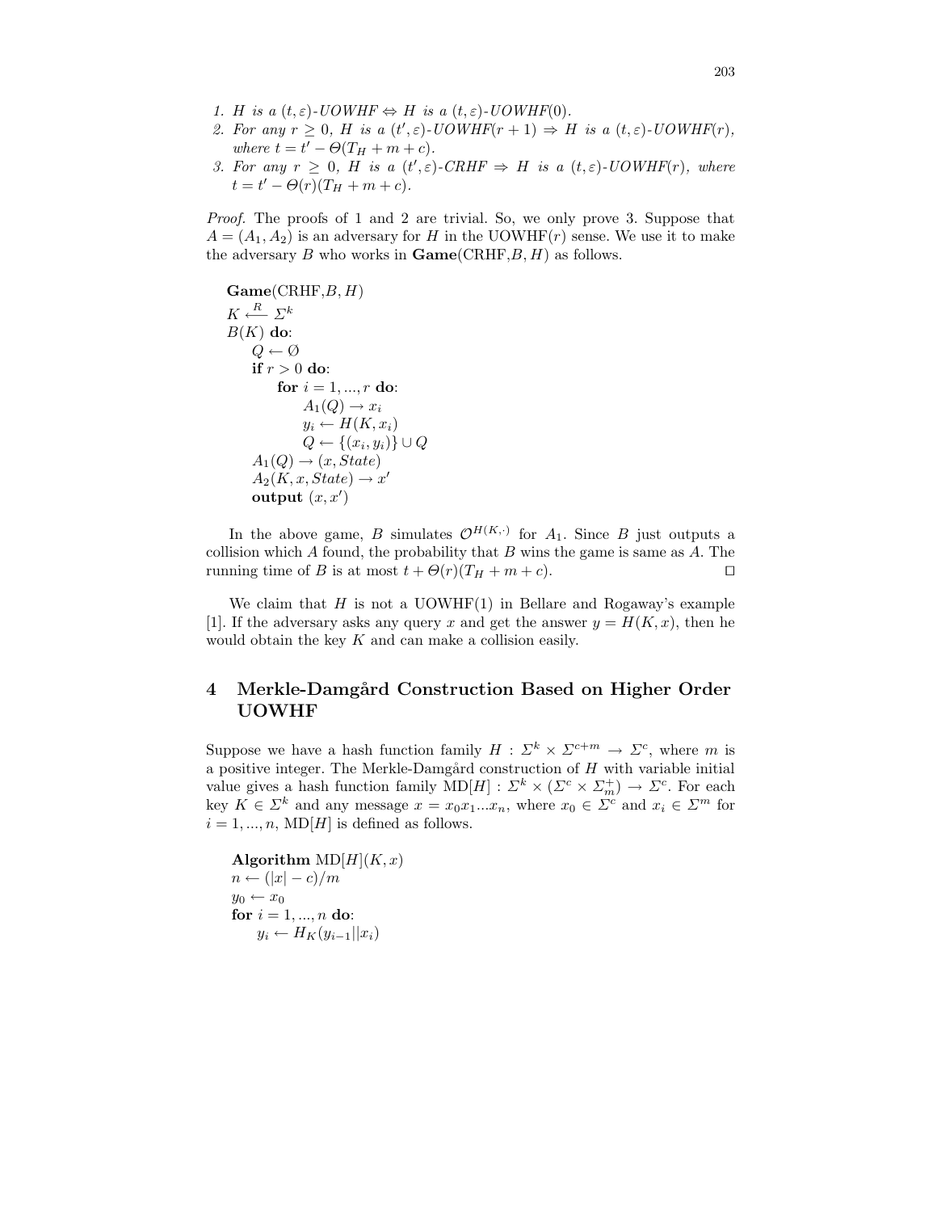1. *$H$ is a $(t, \varepsilon)$-UOWHF $\Leftrightarrow$ $H$ is a $(t, \varepsilon)$-UOWHF(0).*
2. *For any $r \geq 0$, $H$ is a $(t', \varepsilon)$-UOWHF$(r+1)$ $\Rightarrow$ $H$ is a $(t, \varepsilon)$-UOWHF$(r)$, where $t = t' - \Theta(T_H + m + c)$.*
3. *For any $r \geq 0$, $H$ is a $(t', \varepsilon)$-CRHF $\Rightarrow$ $H$ is a $(t, \varepsilon)$-UOWHF$(r)$, where $t = t' - \Theta(r)(T_H + m + c)$.*

*Proof.* The proofs of 1 and 2 are trivial. So, we only prove 3. Suppose that $A = (A_1, A_2)$ is an adversary for $H$ in the UOWHF$(r)$ sense. We use it to make the adversary $B$ who works in **Game**(CRHF,$B$, $H$) as follows.

**Game**(CRHF,$B$, $H$)
$K \xleftarrow{R} \Sigma^k$
$B(K)$ **do**:
  $Q \leftarrow \emptyset$
  **if** $r > 0$ **do**:
    **for** $i = 1, ..., r$ **do**:
      $A_1(Q) \rightarrow x_i$
      $y_i \leftarrow H(K, x_i)$
      $Q \leftarrow \{(x_i, y_i)\} \cup Q$
  $A_1(Q) \rightarrow (x, State)$
  $A_2(K, x, State) \rightarrow x'$
  **output** $(x, x')$

In the above game, $B$ simulates $\mathcal{O}^{H(K,\cdot)}$ for $A_1$. Since $B$ just outputs a collision which $A$ found, the probability that $B$ wins the game is same as $A$. The running time of $B$ is at most $t + \Theta(r)(T_H + m + c)$. ◻

We claim that $H$ is not a UOWHF(1) in Bellare and Rogaway's example [1]. If the adversary asks any query $x$ and get the answer $y = H(K, x)$, then he would obtain the key $K$ and can make a collision easily.

## 4 Merkle-Damgård Construction Based on Higher Order UOWHF

Suppose we have a hash function family $H : \Sigma^k \times \Sigma^{c+m} \rightarrow \Sigma^c$, where $m$ is a positive integer. The Merkle-Damgård construction of $H$ with variable initial value gives a hash function family MD$[H] : \Sigma^k \times (\Sigma^c \times \Sigma_m^+) \rightarrow \Sigma^c$. For each key $K \in \Sigma^k$ and any message $x = x_0 x_1 ... x_n$, where $x_0 \in \Sigma^c$ and $x_i \in \Sigma^m$ for $i = 1, ..., n$, MD$[H]$ is defined as follows.

**Algorithm** MD$[H](K, x)$
$n \leftarrow (|x| - c)/m$
$y_0 \leftarrow x_0$
**for** $i = 1, ..., n$ **do**:
  $y_i \leftarrow H_K(y_{i-1} || x_i)$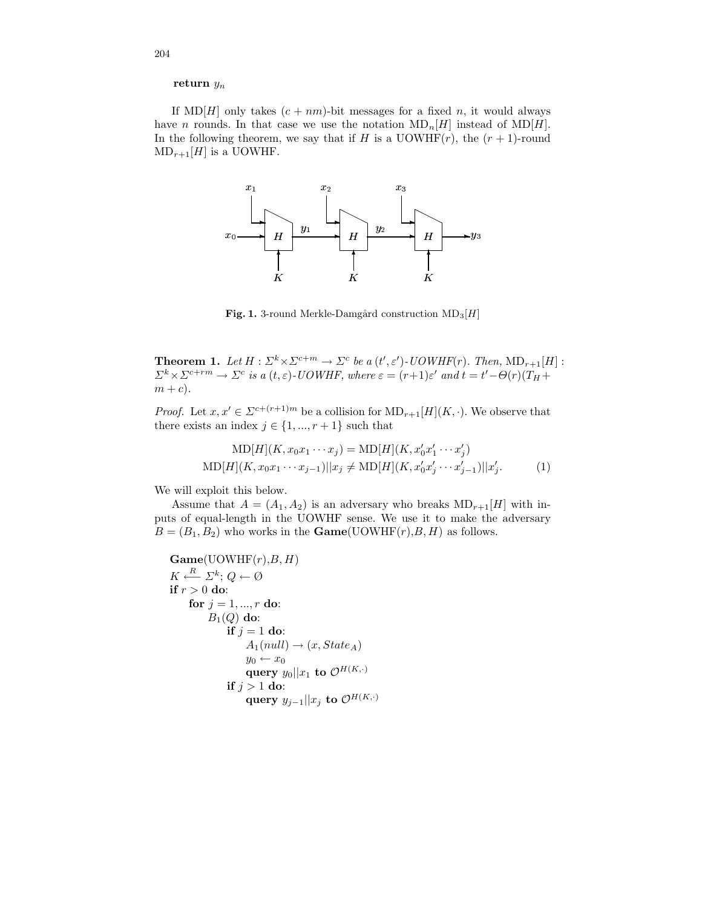**return** $y_n$

If $\mathrm{MD}[H]$ only takes $(c + nm)$-bit messages for a fixed $n$, it would always have $n$ rounds. In that case we use the notation $\mathrm{MD}_n[H]$ instead of $\mathrm{MD}[H]$. In the following theorem, we say that if $H$ is a UOWHF$(r)$, the $(r + 1)$-round $\mathrm{MD}_{r+1}[H]$ is a UOWHF.

**Fig. 1.** 3-round Merkle-Damgård construction $\mathrm{MD}_3[H]$

**Theorem 1.** *Let $H : \Sigma^k \times \Sigma^{c+m} \to \Sigma^c$ be a $(t', \varepsilon')$-UOWHF$(r)$. Then, $\mathrm{MD}_{r+1}[H] : \Sigma^k \times \Sigma^{c+rm} \to \Sigma^c$ is a $(t, \varepsilon)$-UOWHF, where $\varepsilon = (r+1)\varepsilon'$ and $t = t' - \Theta(r)(T_H + m + c)$.*

*Proof.* Let $x, x' \in \Sigma^{c+(r+1)m}$ be a collision for $\mathrm{MD}_{r+1}[H](K, \cdot)$. We observe that there exists an index $j \in \{1, ..., r + 1\}$ such that

$$\begin{aligned} \mathrm{MD}[H](K, x_0 x_1 \cdots x_j) &= \mathrm{MD}[H](K, x'_0 x'_1 \cdots x'_j) \\ \mathrm{MD}[H](K, x_0 x_1 \cdots x_{j-1}) || x_j &\neq \mathrm{MD}[H](K, x'_0 x'_j \cdots x'_{j-1}) || x'_j. \end{aligned} \tag{1}$$

We will exploit this below.

Assume that $A = (A_1, A_2)$ is an adversary who breaks $\mathrm{MD}_{r+1}[H]$ with inputs of equal-length in the UOWHF sense. We use it to make the adversary $B = (B_1, B_2)$ who works in the **Game**(UOWHF$(r)$,$B$, $H$) as follows.

**Game**(UOWHF$(r)$,$B$, $H$)
$K \xleftarrow{R} \Sigma^k$; $Q \leftarrow \emptyset$
**if** $r > 0$ **do**:
&nbsp;&nbsp;&nbsp;&nbsp;**for** $j = 1, ..., r$ **do**:
&nbsp;&nbsp;&nbsp;&nbsp;&nbsp;&nbsp;&nbsp;&nbsp;$B_1(Q)$ **do**:
&nbsp;&nbsp;&nbsp;&nbsp;&nbsp;&nbsp;&nbsp;&nbsp;&nbsp;&nbsp;&nbsp;&nbsp;**if** $j = 1$ **do**:
&nbsp;&nbsp;&nbsp;&nbsp;&nbsp;&nbsp;&nbsp;&nbsp;&nbsp;&nbsp;&nbsp;&nbsp;&nbsp;&nbsp;&nbsp;&nbsp;$A_1(null) \to (x, State_A)$
&nbsp;&nbsp;&nbsp;&nbsp;&nbsp;&nbsp;&nbsp;&nbsp;&nbsp;&nbsp;&nbsp;&nbsp;&nbsp;&nbsp;&nbsp;&nbsp;$y_0 \leftarrow x_0$
&nbsp;&nbsp;&nbsp;&nbsp;&nbsp;&nbsp;&nbsp;&nbsp;&nbsp;&nbsp;&nbsp;&nbsp;&nbsp;&nbsp;&nbsp;&nbsp;**query** $y_0 || x_1$ **to** $\mathcal{O}^{H(K,\cdot)}$
&nbsp;&nbsp;&nbsp;&nbsp;&nbsp;&nbsp;&nbsp;&nbsp;&nbsp;&nbsp;&nbsp;&nbsp;**if** $j > 1$ **do**:
&nbsp;&nbsp;&nbsp;&nbsp;&nbsp;&nbsp;&nbsp;&nbsp;&nbsp;&nbsp;&nbsp;&nbsp;&nbsp;&nbsp;&nbsp;&nbsp;**query** $y_{j-1} || x_j$ **to** $\mathcal{O}^{H(K,\cdot)}$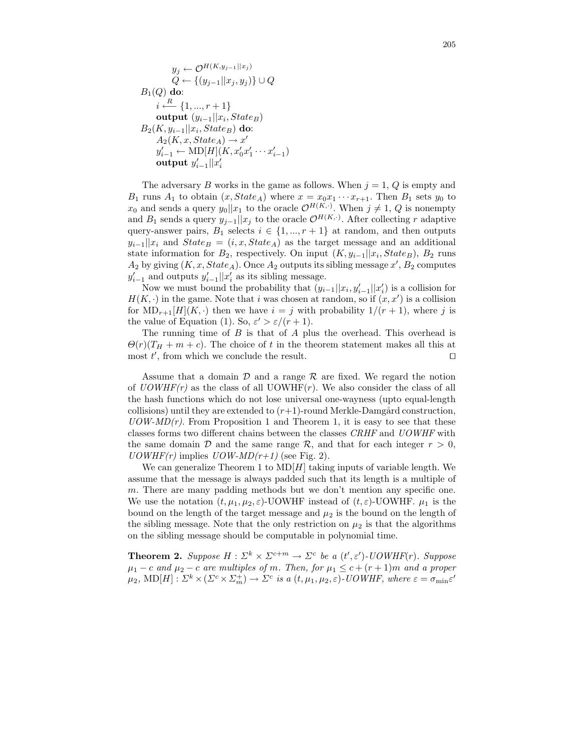```
        y_j ← O^{H(K, y_{j-1}||x_j)}
        Q ← {(y_{j-1}||x_j, y_j)} ∪ Q
B_1(Q) do:
    i ←R {1, ..., r+1}
    output (y_{i-1}||x_i, State_B)
B_2(K, y_{i-1}||x_i, State_B) do:
    A_2(K, x, State_A) → x'
    y'_{i-1} ← MD[H](K, x'_0 x'_1 ··· x'_{i-1})
    output y'_{i-1}||x'_i
```

The adversary $B$ works in the game as follows. When $j = 1$, $Q$ is empty and $B_1$ runs $A_1$ to obtain $(x, State_A)$ where $x = x_0x_1 \cdots x_{r+1}$. Then $B_1$ sets $y_0$ to $x_0$ and sends a query $y_0||x_1$ to the oracle $\mathcal{O}^{H(K,\cdot)}$. When $j \neq 1$, $Q$ is nonempty and $B_1$ sends a query $y_{j-1}||x_j$ to the oracle $\mathcal{O}^{H(K,\cdot)}$. After collecting $r$ adaptive query-answer pairs, $B_1$ selects $i \in \{1, ..., r+1\}$ at random, and then outputs $y_{i-1}||x_i$ and $State_B = (i, x, State_A)$ as the target message and an additional state information for $B_2$, respectively. On input $(K, y_{i-1}||x_i, State_B)$, $B_2$ runs $A_2$ by giving $(K, x, State_A)$. Once $A_2$ outputs its sibling message $x'$, $B_2$ computes $y'_{i-1}$ and outputs $y'_{i-1}||x'_i$ as its sibling message.

Now we must bound the probability that $(y_{i-1}||x_i, y'_{i-1}||x'_i)$ is a collision for $H(K, \cdot)$ in the game. Note that $i$ was chosen at random, so if $(x, x')$ is a collision for $\mathrm{MD}_{r+1}[H](K, \cdot)$ then we have $i = j$ with probability $1/(r+1)$, where $j$ is the value of Equation (1). So, $\varepsilon' > \varepsilon/(r+1)$.

The running time of $B$ is that of $A$ plus the overhead. This overhead is $\Theta(r)(T_H + m + c)$. The choice of $t$ in the theorem statement makes all this at most $t'$, from which we conclude the result. ◻

Assume that a domain $\mathcal{D}$ and a range $\mathcal{R}$ are fixed. We regard the notion of *UOWHF(r)* as the class of all UOWHF($r$). We also consider the class of all the hash functions which do not lose universal one-wayness (upto equal-length collisions) until they are extended to $(r+1)$-round Merkle-Damgård construction, *UOW-MD(r)*. From Proposition 1 and Theorem 1, it is easy to see that these classes forms two different chains between the classes *CRHF* and *UOWHF* with the same domain $\mathcal{D}$ and the same range $\mathcal{R}$, and that for each integer $r > 0$, *UOWHF(r)* implies *UOW-MD(r+1)* (see Fig. 2).

We can generalize Theorem 1 to $\mathrm{MD}[H]$ taking inputs of variable length. We assume that the message is always padded such that its length is a multiple of $m$. There are many padding methods but we don't mention any specific one. We use the notation $(t, \mu_1, \mu_2, \varepsilon)$-UOWHF instead of $(t, \varepsilon)$-UOWHF. $\mu_1$ is the bound on the length of the target message and $\mu_2$ is the bound on the length of the sibling message. Note that the only restriction on $\mu_2$ is that the algorithms on the sibling message should be computable in polynomial time.

**Theorem 2.** *Suppose $H : \Sigma^k \times \Sigma^{c+m} \to \Sigma^c$ be a $(t', \varepsilon')$-UOWHF($r$). Suppose $\mu_1 - c$ and $\mu_2 - c$ are multiples of $m$. Then, for $\mu_1 \leq c + (r+1)m$ and a proper $\mu_2$, $\mathrm{MD}[H] : \Sigma^k \times (\Sigma^c \times \Sigma_m^+) \to \Sigma^c$ is a $(t, \mu_1, \mu_2, \varepsilon)$-UOWHF, where $\varepsilon = \sigma_{\min}\varepsilon'$*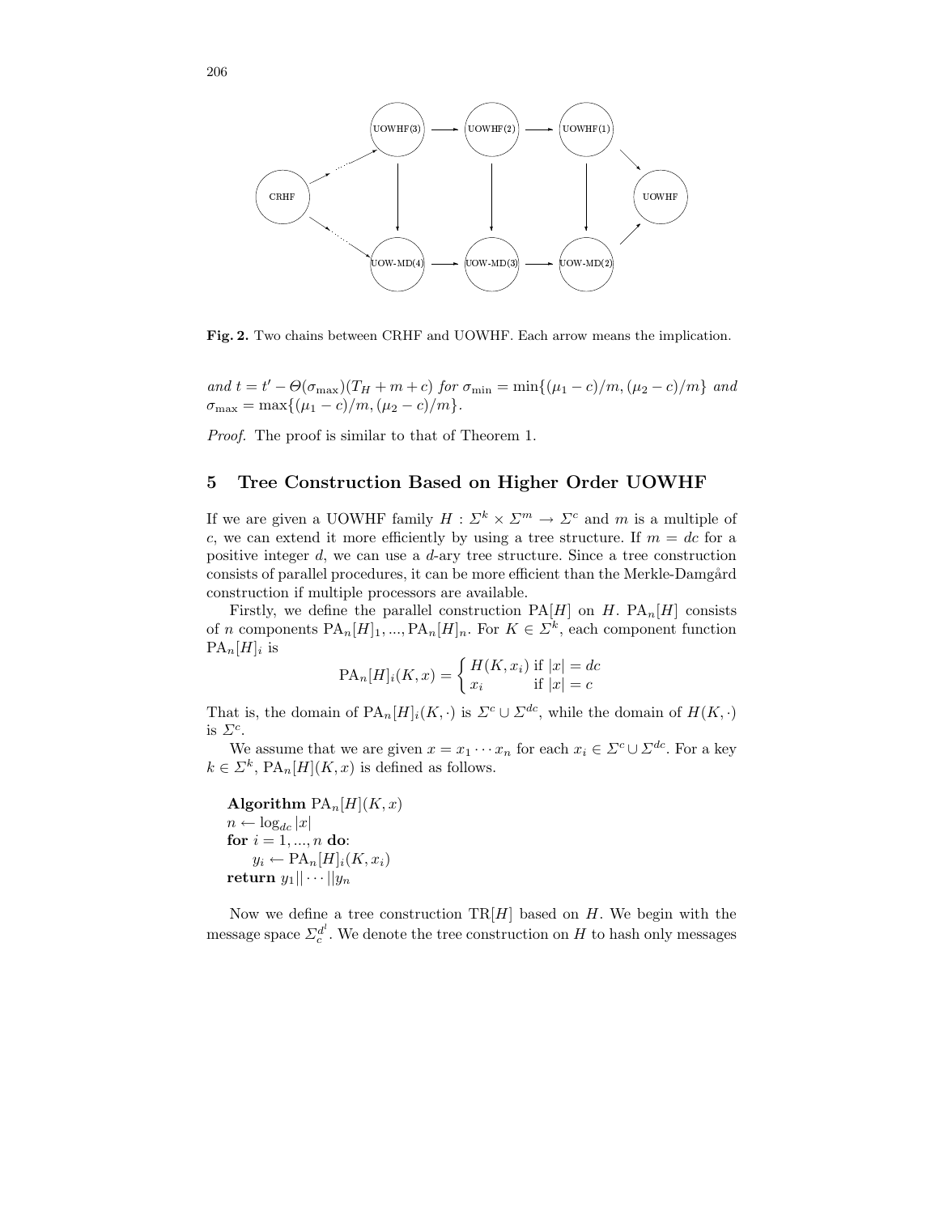**Fig. 2.** Two chains between CRHF and UOWHF. Each arrow means the implication.

and $t = t' - \Theta(\sigma_{\max})(T_H + m + c)$ for $\sigma_{\min} = \min\{(\mu_1 - c)/m, (\mu_2 - c)/m\}$ and $\sigma_{\max} = \max\{(\mu_1 - c)/m, (\mu_2 - c)/m\}$.

*Proof.* The proof is similar to that of Theorem 1.

## 5 Tree Construction Based on Higher Order UOWHF

If we are given a UOWHF family $H : \Sigma^k \times \Sigma^m \to \Sigma^c$ and $m$ is a multiple of $c$, we can extend it more efficiently by using a tree structure. If $m = dc$ for a positive integer $d$, we can use a $d$-ary tree structure. Since a tree construction consists of parallel procedures, it can be more efficient than the Merkle-Damgård construction if multiple processors are available.

Firstly, we define the parallel construction $\mathrm{PA}[H]$ on $H$. $\mathrm{PA}_n[H]$ consists of $n$ components $\mathrm{PA}_n[H]_1, ..., \mathrm{PA}_n[H]_n$. For $K \in \Sigma^k$, each component function $\mathrm{PA}_n[H]_i$ is

$$\mathrm{PA}_n[H]_i(K, x) = \begin{cases} H(K, x_i) & \text{if } |x| = dc \\ x_i & \text{if } |x| = c \end{cases}$$

That is, the domain of $\mathrm{PA}_n[H]_i(K, \cdot)$ is $\Sigma^c \cup \Sigma^{dc}$, while the domain of $H(K, \cdot)$ is $\Sigma^c$.

We assume that we are given $x = x_1 \cdots x_n$ for each $x_i \in \Sigma^c \cup \Sigma^{dc}$. For a key $k \in \Sigma^k$, $\mathrm{PA}_n[H](K, x)$ is defined as follows.

**Algorithm** $\mathrm{PA}_n[H](K, x)$
$n \leftarrow \log_{dc} |x|$
**for** $i = 1, ..., n$ **do**:
  $y_i \leftarrow \mathrm{PA}_n[H]_i(K, x_i)$
**return** $y_1 || \cdots || y_n$

Now we define a tree construction $\mathrm{TR}[H]$ based on $H$. We begin with the message space $\Sigma_c^{d^l}$. We denote the tree construction on $H$ to hash only messages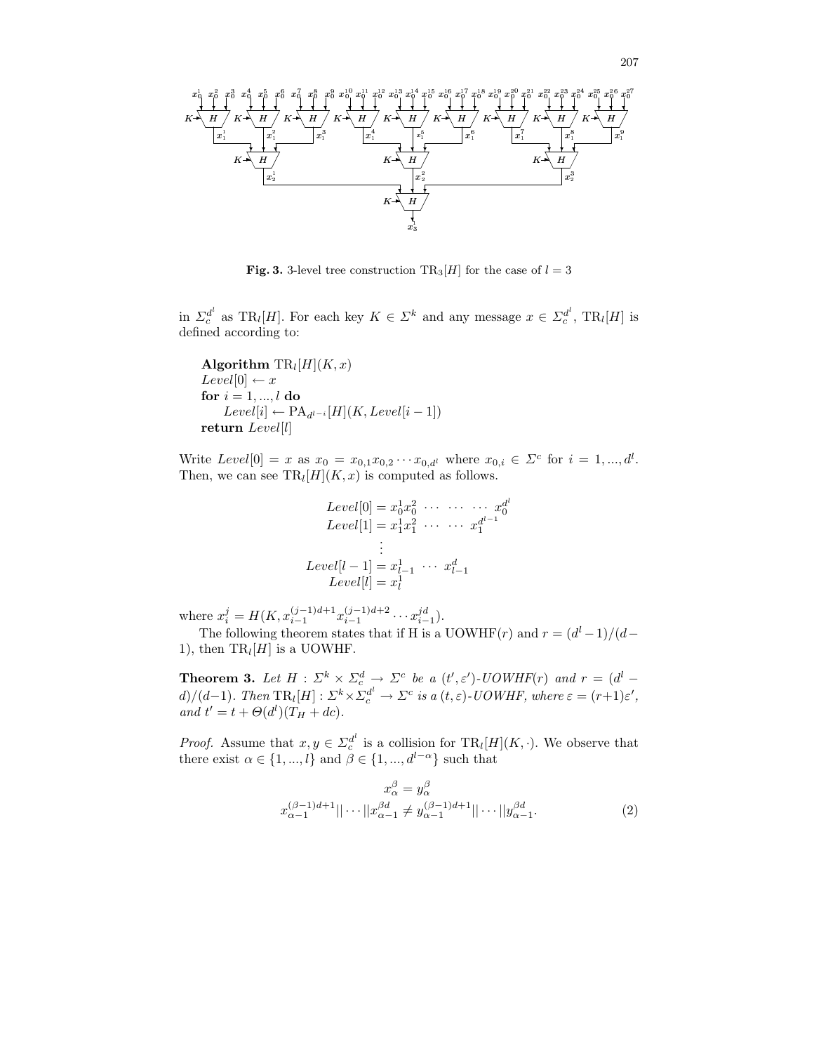**Fig. 3.** 3-level tree construction $\mathrm{TR}_3[H]$ for the case of $l = 3$

in $\Sigma_c^{d^l}$ as $\mathrm{TR}_l[H]$. For each key $K \in \Sigma^k$ and any message $x \in \Sigma_c^{d^l}$, $\mathrm{TR}_l[H]$ is defined according to:

**Algorithm** $\mathrm{TR}_l[H](K, x)$
$Level[0] \leftarrow x$
**for** $i = 1, ..., l$ **do**
  $Level[i] \leftarrow \mathrm{PA}_{d^{l-i}}[H](K, Level[i-1])$
**return** $Level[l]$

Write $Level[0] = x$ as $x_0 = x_{0,1}x_{0,2}\cdots x_{0,d^l}$ where $x_{0,i} \in \Sigma^c$ for $i = 1, ..., d^l$. Then, we can see $\mathrm{TR}_l[H](K, x)$ is computed as follows.

$$
\begin{aligned}
Level[0] &= x_0^1 x_0^2 \ \cdots \ \cdots \ \cdots \ x_0^{d^l} \\
Level[1] &= x_1^1 x_1^2 \ \cdots \ \cdots \ x_1^{d^{l-1}} \\
&\vdots \\
Level[l-1] &= x_{l-1}^1 \ \cdots \ x_{l-1}^d \\
Level[l] &= x_l^1
\end{aligned}
$$

where $x_i^j = H(K, x_{i-1}^{(j-1)d+1} x_{i-1}^{(j-1)d+2} \cdots x_{i-1}^{jd})$.

The following theorem states that if H is a UOWHF($r$) and $r = (d^l - 1)/(d-1)$, then $\mathrm{TR}_l[H]$ is a UOWHF.

**Theorem 3.** *Let $H : \Sigma^k \times \Sigma_c^d \to \Sigma^c$ be a $(t', \varepsilon')$-UOWHF($r$) and $r = (d^l - d)/(d-1)$. Then $\mathrm{TR}_l[H] : \Sigma^k \times \Sigma_c^{d^l} \to \Sigma^c$ is a $(t, \varepsilon)$-UOWHF, where $\varepsilon = (r+1)\varepsilon'$, and $t' = t + \Theta(d^l)(T_H + dc)$.*

*Proof.* Assume that $x, y \in \Sigma_c^{d^l}$ is a collision for $\mathrm{TR}_l[H](K, \cdot)$. We observe that there exist $\alpha \in \{1, ..., l\}$ and $\beta \in \{1, ..., d^{l-\alpha}\}$ such that

$$
\begin{gathered}
x_\alpha^\beta = y_\alpha^\beta \\
x_{\alpha-1}^{(\beta-1)d+1} || \cdots || x_{\alpha-1}^{\beta d} \neq y_{\alpha-1}^{(\beta-1)d+1} || \cdots || y_{\alpha-1}^{\beta d}.
\end{gathered} \tag{2}
$$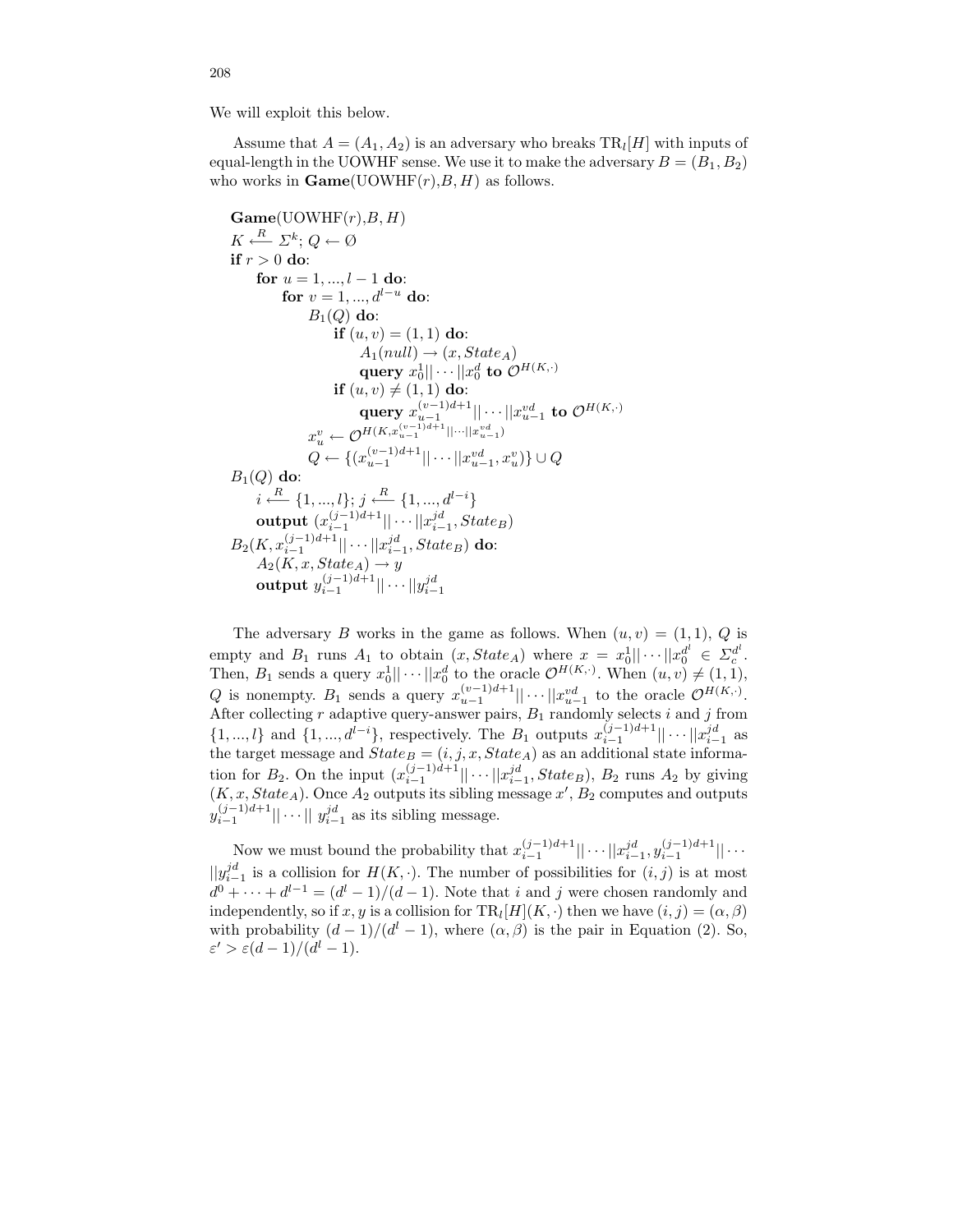We will exploit this below.

Assume that $A = (A_1, A_2)$ is an adversary who breaks $\mathrm{TR}_l[H]$ with inputs of equal-length in the UOWHF sense. We use it to make the adversary $B = (B_1, B_2)$ who works in **Game**(UOWHF($r$),$B$, $H$) as follows.

**Game**(UOWHF($r$),$B$, $H$)
$K \xleftarrow{R} \Sigma^k$; $Q \leftarrow \emptyset$
**if** $r > 0$ **do**:
  **for** $u = 1, ..., l-1$ **do**:
    **for** $v = 1, ..., d^{l-u}$ **do**:
      $B_1(Q)$ **do**:
        **if** $(u, v) = (1, 1)$ **do**:
          $A_1(null) \to (x, State_A)$
          **query** $x_0^1 || \cdots || x_0^d$ **to** $\mathcal{O}^{H(K,\cdot)}$
        **if** $(u, v) \neq (1, 1)$ **do**:
          **query** $x_{u-1}^{(v-1)d+1} || \cdots || x_{u-1}^{vd}$ **to** $\mathcal{O}^{H(K,\cdot)}$
      $x_u^v \leftarrow \mathcal{O}^{H(K, x_{u-1}^{(v-1)d+1} || \cdots || x_{u-1}^{vd})}$
      $Q \leftarrow \{(x_{u-1}^{(v-1)d+1} || \cdots || x_{u-1}^{vd}, x_u^v)\} \cup Q$
$B_1(Q)$ **do**:
  $i \xleftarrow{R} \{1, ..., l\}$; $j \xleftarrow{R} \{1, ..., d^{l-i}\}$
  **output** $(x_{i-1}^{(j-1)d+1} || \cdots || x_{i-1}^{jd}, State_B)$
$B_2(K, x_{i-1}^{(j-1)d+1} || \cdots || x_{i-1}^{jd}, State_B)$ **do**:
  $A_2(K, x, State_A) \to y$
  **output** $y_{i-1}^{(j-1)d+1} || \cdots || y_{i-1}^{jd}$

The adversary $B$ works in the game as follows. When $(u, v) = (1, 1)$, $Q$ is empty and $B_1$ runs $A_1$ to obtain $(x, State_A)$ where $x = x_0^1 || \cdots || x_0^{d^l} \in \Sigma_c^{d^l}$. Then, $B_1$ sends a query $x_0^1 || \cdots || x_0^d$ to the oracle $\mathcal{O}^{H(K,\cdot)}$. When $(u, v) \neq (1, 1)$, $Q$ is nonempty. $B_1$ sends a query $x_{u-1}^{(v-1)d+1} || \cdots || x_{u-1}^{vd}$ to the oracle $\mathcal{O}^{H(K,\cdot)}$. After collecting $r$ adaptive query-answer pairs, $B_1$ randomly selects $i$ and $j$ from $\{1, ..., l\}$ and $\{1, ..., d^{l-i}\}$, respectively. The $B_1$ outputs $x_{i-1}^{(j-1)d+1} || \cdots || x_{i-1}^{jd}$ as the target message and $State_B = (i, j, x, State_A)$ as an additional state information for $B_2$. On the input $(x_{i-1}^{(j-1)d+1} || \cdots || x_{i-1}^{jd}, State_B)$, $B_2$ runs $A_2$ by giving $(K, x, State_A)$. Once $A_2$ outputs its sibling message $x'$, $B_2$ computes and outputs $y_{i-1}^{(j-1)d+1} || \cdots ||$ $y_{i-1}^{jd}$ as its sibling message.

Now we must bound the probability that $x_{i-1}^{(j-1)d+1} || \cdots || x_{i-1}^{jd}, y_{i-1}^{(j-1)d+1} || \cdots || y_{i-1}^{jd}$ is a collision for $H(K, \cdot)$. The number of possibilities for $(i, j)$ is at most $d^0 + \cdots + d^{l-1} = (d^l - 1)/(d-1)$. Note that $i$ and $j$ were chosen randomly and independently, so if $x, y$ is a collision for $\mathrm{TR}_l[H](K, \cdot)$ then we have $(i, j) = (\alpha, \beta)$ with probability $(d-1)/(d^l - 1)$, where $(\alpha, \beta)$ is the pair in Equation (2). So, $\varepsilon' > \varepsilon(d-1)/(d^l - 1)$.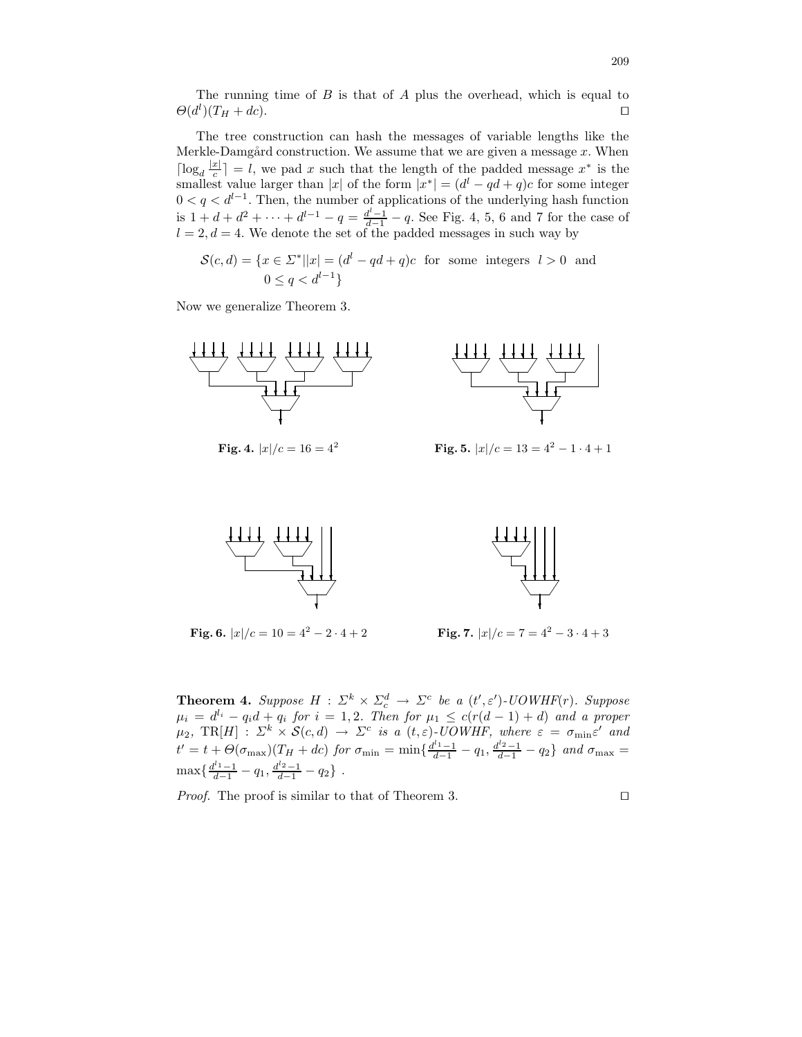The running time of $B$ is that of $A$ plus the overhead, which is equal to $\Theta(d^l)(T_H + dc)$. $\square$

The tree construction can hash the messages of variable lengths like the Merkle-Damgård construction. We assume that we are given a message $x$. When $\lceil \log_d \frac{|x|}{c} \rceil = l$, we pad $x$ such that the length of the padded message $x^*$ is the smallest value larger than $|x|$ of the form $|x^*| = (d^l - qd + q)c$ for some integer $0 < q < d^{l-1}$. Then, the number of applications of the underlying hash function is $1 + d + d^2 + \cdots + d^{l-1} - q = \frac{d^l - 1}{d-1} - q$. See Fig. 4, 5, 6 and 7 for the case of $l = 2, d = 4$. We denote the set of the padded messages in such way by

$$\mathcal{S}(c, d) = \{x \in \Sigma^* | |x| = (d^l - qd + q)c \text{ for some integers } l > 0 \text{ and } 0 \leq q < d^{l-1}\}$$

Now we generalize Theorem 3.

**Fig. 4.** $|x|/c = 16 = 4^2$

**Fig. 5.** $|x|/c = 13 = 4^2 - 1 \cdot 4 + 1$

**Fig. 6.** $|x|/c = 10 = 4^2 - 2 \cdot 4 + 2$

**Fig. 7.** $|x|/c = 7 = 4^2 - 3 \cdot 4 + 3$

**Theorem 4.** *Suppose* $H : \Sigma^k \times \Sigma_c^d \to \Sigma^c$ *be a* $(t', \varepsilon')$*-UOWHF*$(r)$. *Suppose* $\mu_i = d^{l_i} - q_i d + q_i$ *for* $i = 1, 2$. *Then for* $\mu_1 \leq c(r(d-1) + d)$ *and a proper* $\mu_2$, $\mathrm{TR}[H] : \Sigma^k \times \mathcal{S}(c, d) \to \Sigma^c$ *is a* $(t, \varepsilon)$*-UOWHF, where* $\varepsilon = \sigma_{\min}\varepsilon'$ *and* $t' = t + \Theta(\sigma_{\max})(T_H + dc)$ *for* $\sigma_{\min} = \min\{\frac{d^{l_1}-1}{d-1} - q_1, \frac{d^{l_2}-1}{d-1} - q_2\}$ *and* $\sigma_{\max} = \max\{\frac{d^{l_1}-1}{d-1} - q_1, \frac{d^{l_2}-1}{d-1} - q_2\}$ .

*Proof.* The proof is similar to that of Theorem 3. $\square$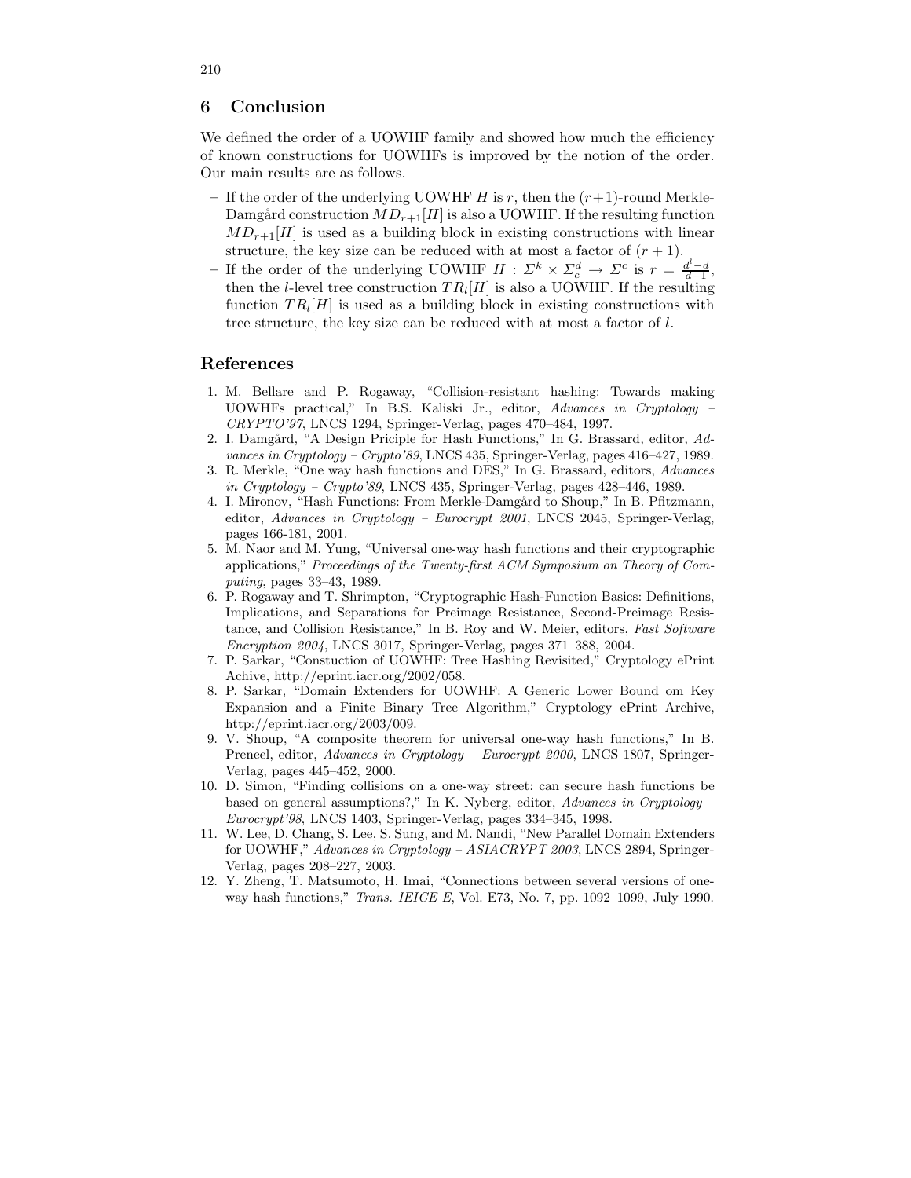## 6 Conclusion

We defined the order of a UOWHF family and showed how much the efficiency of known constructions for UOWHFs is improved by the notion of the order. Our main results are as follows.

- If the order of the underlying UOWHF $H$ is $r$, then the $(r+1)$-round Merkle-Damgård construction $MD_{r+1}[H]$ is also a UOWHF. If the resulting function $MD_{r+1}[H]$ is used as a building block in existing constructions with linear structure, the key size can be reduced with at most a factor of $(r+1)$.
- If the order of the underlying UOWHF $H : \Sigma^k \times \Sigma_c^d \rightarrow \Sigma^c$ is $r = \frac{d^l - d}{d-1}$, then the $l$-level tree construction $TR_l[H]$ is also a UOWHF. If the resulting function $TR_l[H]$ is used as a building block in existing constructions with tree structure, the key size can be reduced with at most a factor of $l$.

## References

1. M. Bellare and P. Rogaway, "Collision-resistant hashing: Towards making UOWHFs practical," In B.S. Kaliski Jr., editor, *Advances in Cryptology – CRYPTO'97*, LNCS 1294, Springer-Verlag, pages 470–484, 1997.
2. I. Damgård, "A Design Priciple for Hash Functions," In G. Brassard, editor, *Advances in Cryptology – Crypto'89*, LNCS 435, Springer-Verlag, pages 416–427, 1989.
3. R. Merkle, "One way hash functions and DES," In G. Brassard, editors, *Advances in Cryptology – Crypto'89*, LNCS 435, Springer-Verlag, pages 428–446, 1989.
4. I. Mironov, "Hash Functions: From Merkle-Damgård to Shoup," In B. Pfitzmann, editor, *Advances in Cryptology – Eurocrypt 2001*, LNCS 2045, Springer-Verlag, pages 166-181, 2001.
5. M. Naor and M. Yung, "Universal one-way hash functions and their cryptographic applications," *Proceedings of the Twenty-first ACM Symposium on Theory of Computing*, pages 33–43, 1989.
6. P. Rogaway and T. Shrimpton, "Cryptographic Hash-Function Basics: Definitions, Implications, and Separations for Preimage Resistance, Second-Preimage Resistance, and Collision Resistance," In B. Roy and W. Meier, editors, *Fast Software Encryption 2004*, LNCS 3017, Springer-Verlag, pages 371–388, 2004.
7. P. Sarkar, "Constuction of UOWHF: Tree Hashing Revisited," Cryptology ePrint Achive, http://eprint.iacr.org/2002/058.
8. P. Sarkar, "Domain Extenders for UOWHF: A Generic Lower Bound om Key Expansion and a Finite Binary Tree Algorithm," Cryptology ePrint Archive, http://eprint.iacr.org/2003/009.
9. V. Shoup, "A composite theorem for universal one-way hash functions," In B. Preneel, editor, *Advances in Cryptology – Eurocrypt 2000*, LNCS 1807, Springer-Verlag, pages 445–452, 2000.
10. D. Simon, "Finding collisions on a one-way street: can secure hash functions be based on general assumptions?," In K. Nyberg, editor, *Advances in Cryptology – Eurocrypt'98*, LNCS 1403, Springer-Verlag, pages 334–345, 1998.
11. W. Lee, D. Chang, S. Lee, S. Sung, and M. Nandi, "New Parallel Domain Extenders for UOWHF," *Advances in Cryptology – ASIACRYPT 2003*, LNCS 2894, Springer-Verlag, pages 208–227, 2003.
12. Y. Zheng, T. Matsumoto, H. Imai, "Connections between several versions of one-way hash functions," *Trans. IEICE E*, Vol. E73, No. 7, pp. 1092–1099, July 1990.